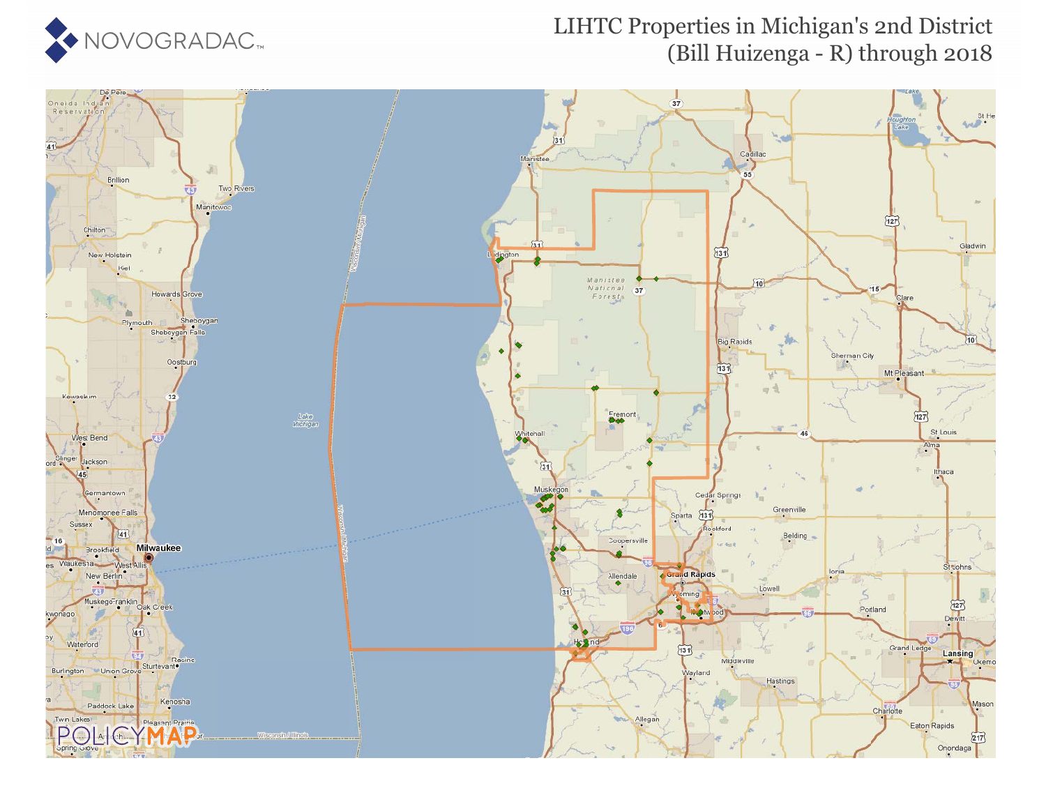# LIHTC Properties in Michigan's 2nd District (Bill Huizenga - R) through 2018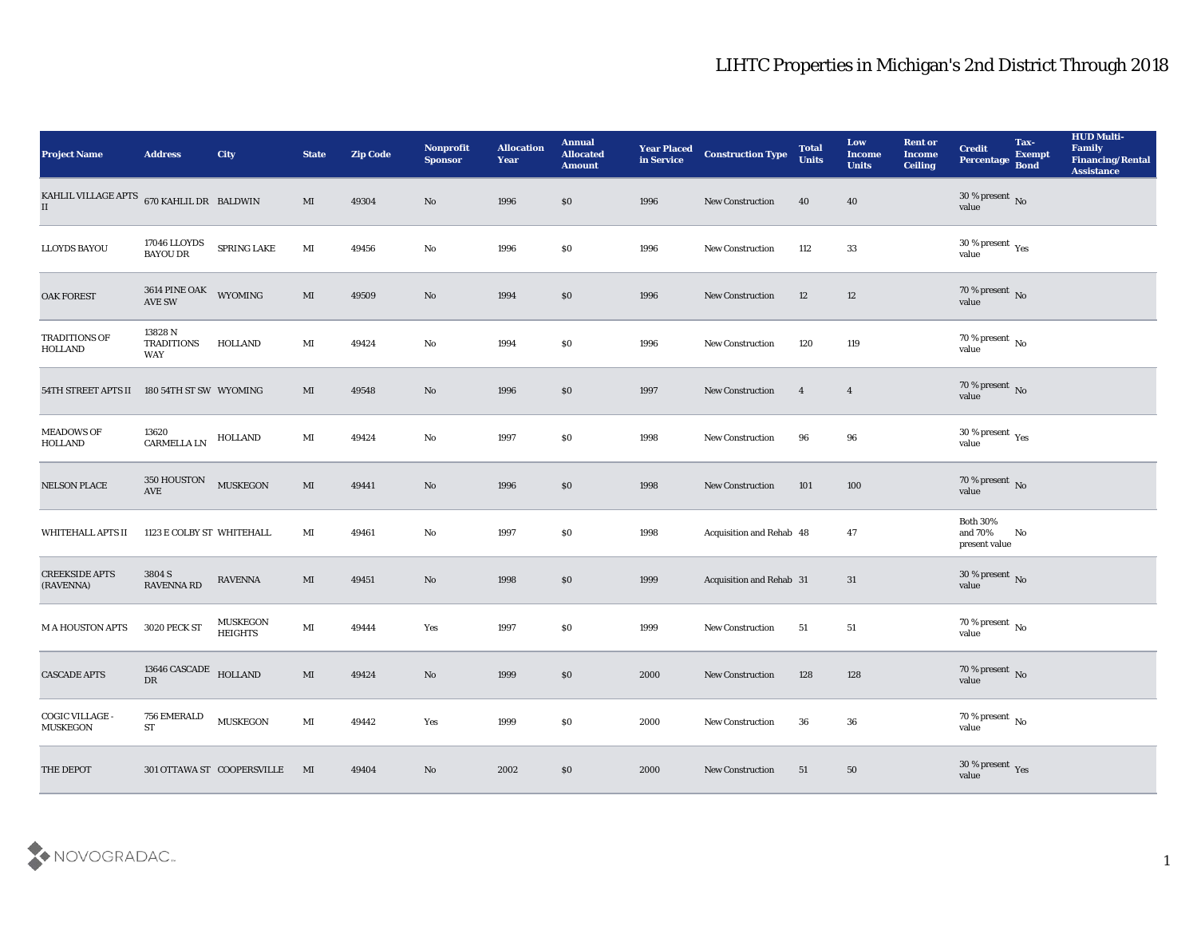# LIHTC Properties in Michigan's 2nd District Through 2018

| Project Name | Address | City | State | Zip Code | Nonprofit Sponsor | Allocation Year | Annual Allocated Amount | Year Placed in Service | Construction Type | Total Units | Low Income Units | Rent or Income Ceiling | Credit Percentage | Tax-Exempt Bond | HUD Multi-Family Financing/Rental Assistance |
|---|---|---|---|---|---|---|---|---|---|---|---|---|---|---|---|
| KAHLIL VILLAGE APTS II | 670 KAHLIL DR | BALDWIN | MI | 49304 | No | 1996 | $0 | 1996 | New Construction | 40 | 40 | | 30 % present value | No | |
| LLOYDS BAYOU | 17046 LLOYDS BAYOU DR | SPRING LAKE | MI | 49456 | No | 1996 | $0 | 1996 | New Construction | 112 | 33 | | 30 % present value | Yes | |
| OAK FOREST | 3614 PINE OAK AVE SW | WYOMING | MI | 49509 | No | 1994 | $0 | 1996 | New Construction | 12 | 12 | | 70 % present value | No | |
| TRADITIONS OF HOLLAND | 13828 N TRADITIONS WAY | HOLLAND | MI | 49424 | No | 1994 | $0 | 1996 | New Construction | 120 | 119 | | 70 % present value | No | |
| 54TH STREET APTS II | 180 54TH ST SW | WYOMING | MI | 49548 | No | 1996 | $0 | 1997 | New Construction | 4 | 4 | | 70 % present value | No | |
| MEADOWS OF HOLLAND | 13620 CARMELLA LN | HOLLAND | MI | 49424 | No | 1997 | $0 | 1998 | New Construction | 96 | 96 | | 30 % present value | Yes | |
| NELSON PLACE | 350 HOUSTON AVE | MUSKEGON | MI | 49441 | No | 1996 | $0 | 1998 | New Construction | 101 | 100 | | 70 % present value | No | |
| WHITEHALL APTS II | 1123 E COLBY ST | WHITEHALL | MI | 49461 | No | 1997 | $0 | 1998 | Acquisition and Rehab | 48 | 47 | | Both 30% and 70% present value | No | |
| CREEKSIDE APTS (RAVENNA) | 3804 S RAVENNA RD | RAVENNA | MI | 49451 | No | 1998 | $0 | 1999 | Acquisition and Rehab | 31 | 31 | | 30 % present value | No | |
| M A HOUSTON APTS | 3020 PECK ST | MUSKEGON HEIGHTS | MI | 49444 | Yes | 1997 | $0 | 1999 | New Construction | 51 | 51 | | 70 % present value | No | |
| CASCADE APTS | 13646 CASCADE DR | HOLLAND | MI | 49424 | No | 1999 | $0 | 2000 | New Construction | 128 | 128 | | 70 % present value | No | |
| COGIC VILLAGE - MUSKEGON | 756 EMERALD ST | MUSKEGON | MI | 49442 | Yes | 1999 | $0 | 2000 | New Construction | 36 | 36 | | 70 % present value | No | |
| THE DEPOT | 301 OTTAWA ST | COOPERSVILLE | MI | 49404 | No | 2002 | $0 | 2000 | New Construction | 51 | 50 | | 30 % present value | Yes | |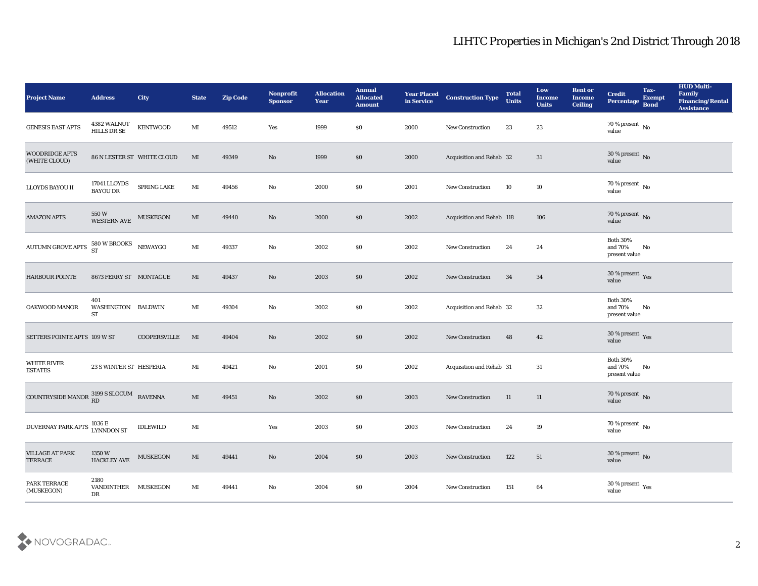| Project Name | Address | City | State | Zip Code | Nonprofit Sponsor | Allocation Year | Annual Allocated Amount | Year Placed in Service | Construction Type | Total Units | Low Income Units | Rent or Income Ceiling | Credit Percentage | Tax-Exempt Bond | HUD Multi-Family Financing/Rental Assistance |
|---|---|---|---|---|---|---|---|---|---|---|---|---|---|---|---|
| GENESIS EAST APTS | 4382 WALNUT HILLS DR SE | KENTWOOD | MI | 49512 | Yes | 1999 | $0 | 2000 | New Construction | 23 | 23 | | 70 % present value | No | |
| WOODRIDGE APTS (WHITE CLOUD) | 86 N LESTER ST | WHITE CLOUD | MI | 49349 | No | 1999 | $0 | 2000 | Acquisition and Rehab | 32 | 31 | | 30 % present value | No | |
| LLOYDS BAYOU II | 17041 LLOYDS BAYOU DR | SPRING LAKE | MI | 49456 | No | 2000 | $0 | 2001 | New Construction | 10 | 10 | | 70 % present value | No | |
| AMAZON APTS | 550 W WESTERN AVE | MUSKEGON | MI | 49440 | No | 2000 | $0 | 2002 | Acquisition and Rehab | 118 | 106 | | 70 % present value | No | |
| AUTUMN GROVE APTS | 580 W BROOKS ST | NEWAYGO | MI | 49337 | No | 2002 | $0 | 2002 | New Construction | 24 | 24 | | Both 30% and 70% present value | No | |
| HARBOUR POINTE | 8673 FERRY ST | MONTAGUE | MI | 49437 | No | 2003 | $0 | 2002 | New Construction | 34 | 34 | | 30 % present value | Yes | |
| OAKWOOD MANOR | 401 WASHINGTON ST | BALDWIN | MI | 49304 | No | 2002 | $0 | 2002 | Acquisition and Rehab | 32 | 32 | | Both 30% and 70% present value | No | |
| SETTERS POINTE APTS | 109 W ST | COOPERSVILLE | MI | 49404 | No | 2002 | $0 | 2002 | New Construction | 48 | 42 | | 30 % present value | Yes | |
| WHITE RIVER ESTATES | 23 S WINTER ST | HESPERIA | MI | 49421 | No | 2001 | $0 | 2002 | Acquisition and Rehab | 31 | 31 | | Both 30% and 70% present value | No | |
| COUNTRYSIDE MANOR | 3199 S SLOCUM RD | RAVENNA | MI | 49451 | No | 2002 | $0 | 2003 | New Construction | 11 | 11 | | 70 % present value | No | |
| DUVERNAY PARK APTS | 1036 E LYNNDON ST | IDLEWILD | MI | | Yes | 2003 | $0 | 2003 | New Construction | 24 | 19 | | 70 % present value | No | |
| VILLAGE AT PARK TERRACE | 1350 W HACKLEY AVE | MUSKEGON | MI | 49441 | No | 2004 | $0 | 2003 | New Construction | 122 | 51 | | 30 % present value | No | |
| PARK TERRACE (MUSKEGON) | 2180 VANDINTHER DR | MUSKEGON | MI | 49441 | No | 2004 | $0 | 2004 | New Construction | 151 | 64 | | 30 % present value | Yes | |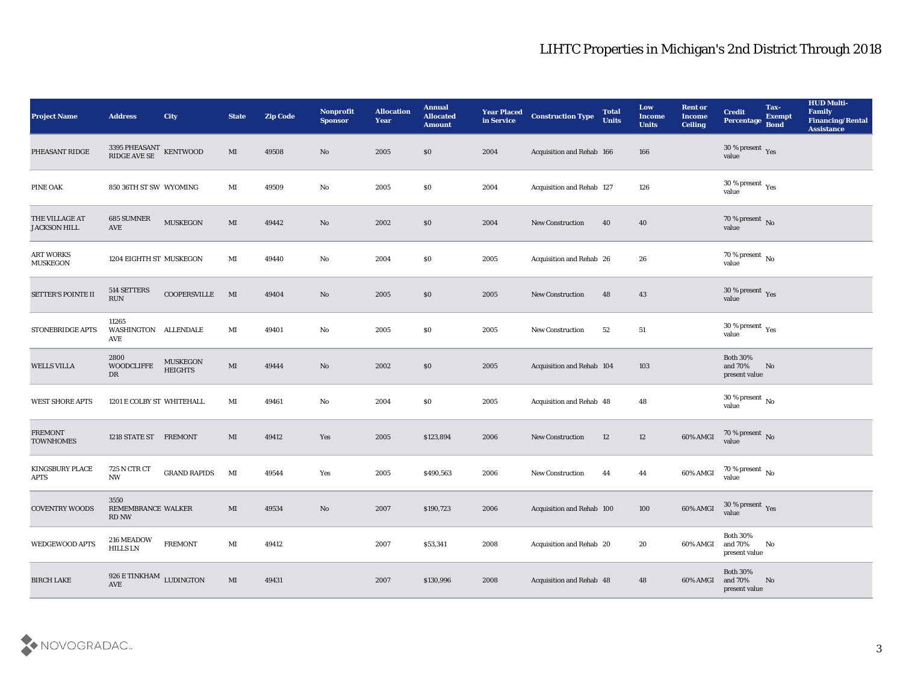| Project Name | Address | City | State | Zip Code | Nonprofit Sponsor | Allocation Year | Annual Allocated Amount | Year Placed in Service | Construction Type | Total Units | Low Income Units | Rent or Income Ceiling | Credit Percentage | Tax-Exempt Bond | HUD Multi-Family Financing/Rental Assistance |
|---|---|---|---|---|---|---|---|---|---|---|---|---|---|---|---|
| PHEASANT RIDGE | 3395 PHEASANT RIDGE AVE SE | KENTWOOD | MI | 49508 | No | 2005 | $0 | 2004 | Acquisition and Rehab | 166 | 166 | | 30 % present value | Yes | |
| PINE OAK | 850 36TH ST SW | WYOMING | MI | 49509 | No | 2005 | $0 | 2004 | Acquisition and Rehab | 127 | 126 | | 30 % present value | Yes | |
| THE VILLAGE AT JACKSON HILL | 685 SUMNER AVE | MUSKEGON | MI | 49442 | No | 2002 | $0 | 2004 | New Construction | 40 | 40 | | 70 % present value | No | |
| ART WORKS MUSKEGON | 1204 EIGHTH ST | MUSKEGON | MI | 49440 | No | 2004 | $0 | 2005 | Acquisition and Rehab | 26 | 26 | | 70 % present value | No | |
| SETTER'S POINTE II | 514 SETTERS RUN | COOPERSVILLE | MI | 49404 | No | 2005 | $0 | 2005 | New Construction | 48 | 43 | | 30 % present value | Yes | |
| STONEBRIDGE APTS | 11265 WASHINGTON AVE | ALLENDALE | MI | 49401 | No | 2005 | $0 | 2005 | New Construction | 52 | 51 | | 30 % present value | Yes | |
| WELLS VILLA | 2800 WOODCLIFFE DR | MUSKEGON HEIGHTS | MI | 49444 | No | 2002 | $0 | 2005 | Acquisition and Rehab | 104 | 103 | | Both 30% and 70% present value | No | |
| WEST SHORE APTS | 1201 E COLBY ST | WHITEHALL | MI | 49461 | No | 2004 | $0 | 2005 | Acquisition and Rehab | 48 | 48 | | 30 % present value | No | |
| FREMONT TOWNHOMES | 1218 STATE ST | FREMONT | MI | 49412 | Yes | 2005 | $123,894 | 2006 | New Construction | 12 | 12 | 60% AMGI | 70 % present value | No | |
| KINGSBURY PLACE APTS | 725 N CTR CT NW | GRAND RAPIDS | MI | 49544 | Yes | 2005 | $490,563 | 2006 | New Construction | 44 | 44 | 60% AMGI | 70 % present value | No | |
| COVENTRY WOODS | 3550 REMEMBRANCE RD NW | WALKER | MI | 49534 | No | 2007 | $190,723 | 2006 | Acquisition and Rehab | 100 | 100 | 60% AMGI | 30 % present value | Yes | |
| WEDGEWOOD APTS | 216 MEADOW HILLS LN | FREMONT | MI | 49412 | | 2007 | $53,341 | 2008 | Acquisition and Rehab | 20 | 20 | 60% AMGI | Both 30% and 70% present value | No | |
| BIRCH LAKE | 926 E TINKHAM AVE | LUDINGTON | MI | 49431 | | 2007 | $130,996 | 2008 | Acquisition and Rehab | 48 | 48 | 60% AMGI | Both 30% and 70% present value | No | |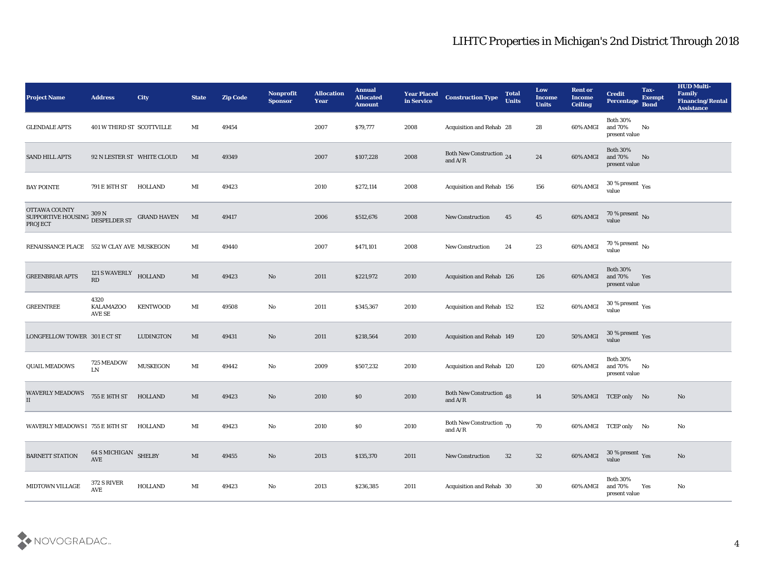# LIHTC Properties in Michigan's 2nd District Through 2018

| Project Name | Address | City | State | Zip Code | Nonprofit Sponsor | Allocation Year | Annual Allocated Amount | Year Placed in Service | Construction Type | Total Units | Low Income Units | Rent or Income Ceiling | Credit Percentage | Tax-Exempt Bond | HUD Multi-Family Financing/Rental Assistance |
|---|---|---|---|---|---|---|---|---|---|---|---|---|---|---|---|
| GLENDALE APTS | 401 W THIRD ST | SCOTTVILLE | MI | 49454 | | 2007 | $79,777 | 2008 | Acquisition and Rehab | 28 | 28 | 60% AMGI | Both 30% and 70% present value | No | |
| SAND HILL APTS | 92 N LESTER ST | WHITE CLOUD | MI | 49349 | | 2007 | $107,228 | 2008 | Both New Construction and A/R | 24 | 24 | 60% AMGI | Both 30% and 70% present value | No | |
| BAY POINTE | 791 E 16TH ST | HOLLAND | MI | 49423 | | 2010 | $272,114 | 2008 | Acquisition and Rehab | 156 | 156 | 60% AMGI | 30 % present value | Yes | |
| OTTAWA COUNTY SUPPORTIVE HOUSING PROJECT | 309 N DESPELDER ST | GRAND HAVEN | MI | 49417 | | 2006 | $512,676 | 2008 | New Construction | 45 | 45 | 60% AMGI | 70 % present value | No | |
| RENAISSANCE PLACE | 552 W CLAY AVE | MUSKEGON | MI | 49440 | | 2007 | $471,101 | 2008 | New Construction | 24 | 23 | 60% AMGI | 70 % present value | No | |
| GREENBRIAR APTS | 121 S WAVERLY RD | HOLLAND | MI | 49423 | No | 2011 | $221,972 | 2010 | Acquisition and Rehab | 126 | 126 | 60% AMGI | Both 30% and 70% present value | Yes | |
| GREENTREE | 4320 KALAMAZOO AVE SE | KENTWOOD | MI | 49508 | No | 2011 | $345,367 | 2010 | Acquisition and Rehab | 152 | 152 | 60% AMGI | 30 % present value | Yes | |
| LONGFELLOW TOWER | 301 E CT ST | LUDINGTON | MI | 49431 | No | 2011 | $218,564 | 2010 | Acquisition and Rehab | 149 | 120 | 50% AMGI | 30 % present value | Yes | |
| QUAIL MEADOWS | 725 MEADOW LN | MUSKEGON | MI | 49442 | No | 2009 | $507,232 | 2010 | Acquisition and Rehab | 120 | 120 | 60% AMGI | Both 30% and 70% present value | No | |
| WAVERLY MEADOWS II | 755 E 16TH ST | HOLLAND | MI | 49423 | No | 2010 | $0 | 2010 | Both New Construction and A/R | 48 | 14 | 50% AMGI | TCEP only | No | No |
| WAVERLY MEADOWS I | 755 E 16TH ST | HOLLAND | MI | 49423 | No | 2010 | $0 | 2010 | Both New Construction and A/R | 70 | 70 | 60% AMGI | TCEP only | No | No |
| BARNETT STATION | 64 S MICHIGAN AVE | SHELBY | MI | 49455 | No | 2013 | $135,370 | 2011 | New Construction | 32 | 32 | 60% AMGI | 30 % present value | Yes | No |
| MIDTOWN VILLAGE | 372 S RIVER AVE | HOLLAND | MI | 49423 | No | 2013 | $236,385 | 2011 | Acquisition and Rehab | 30 | 30 | 60% AMGI | Both 30% and 70% present value | Yes | No |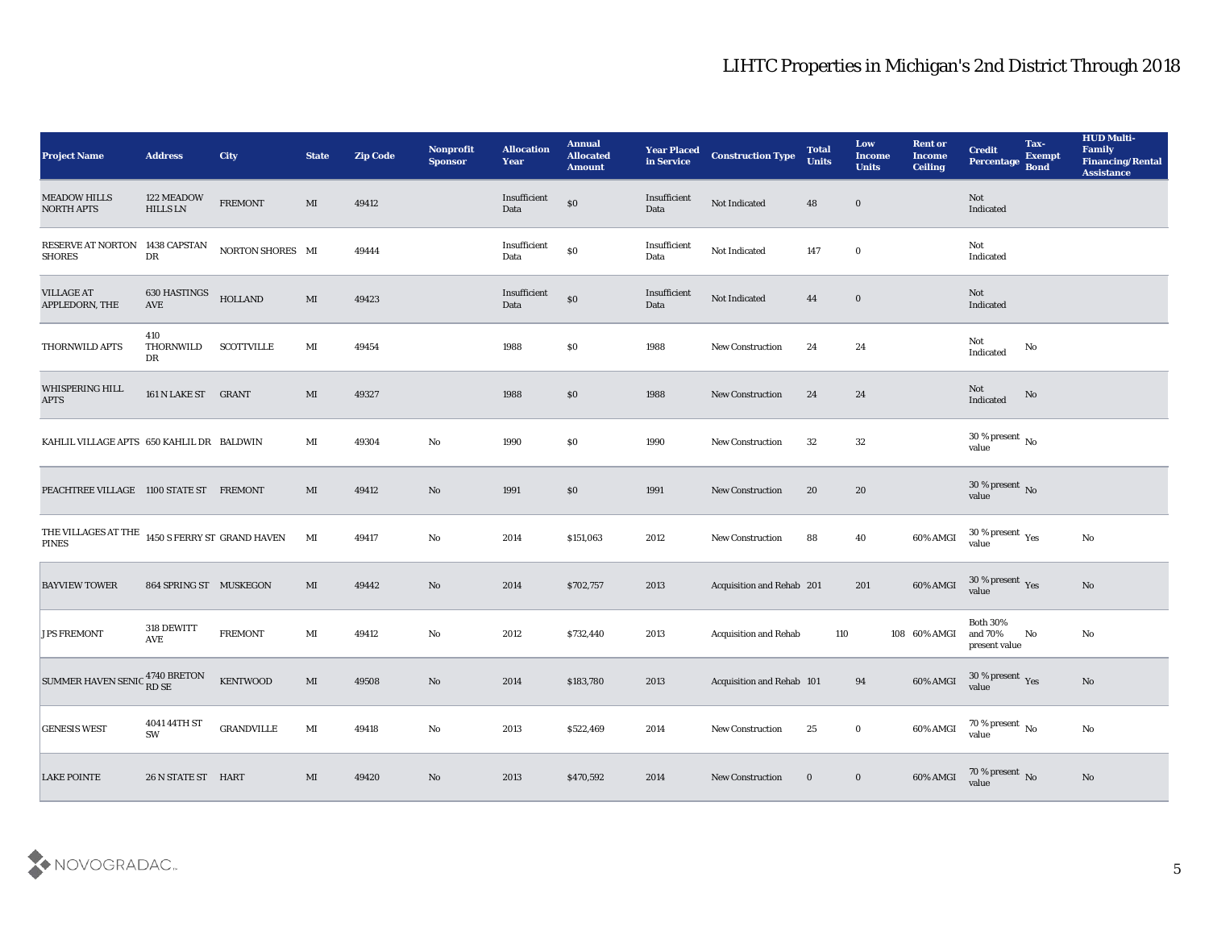# LIHTC Properties in Michigan's 2nd District Through 2018

| Project Name | Address | City | State | Zip Code | Nonprofit Sponsor | Allocation Year | Annual Allocated Amount | Year Placed in Service | Construction Type | Total Units | Low Income Units | Rent or Income Ceiling | Credit Percentage | Tax-Exempt Bond | HUD Multi-Family Financing/Rental Assistance |
|---|---|---|---|---|---|---|---|---|---|---|---|---|---|---|---|
| MEADOW HILLS NORTH APTS | 122 MEADOW HILLS LN | FREMONT | MI | 49412 | | Insufficient Data | $0 | Insufficient Data | Not Indicated | 48 | 0 | | Not Indicated | | |
| RESERVE AT NORTON SHORES | 1438 CAPSTAN DR | NORTON SHORES | MI | 49444 | | Insufficient Data | $0 | Insufficient Data | Not Indicated | 147 | 0 | | Not Indicated | | |
| VILLAGE AT APPLEDORN, THE | 630 HASTINGS AVE | HOLLAND | MI | 49423 | | Insufficient Data | $0 | Insufficient Data | Not Indicated | 44 | 0 | | Not Indicated | | |
| THORNWILD APTS | 410 THORNWILD DR | SCOTTVILLE | MI | 49454 | | 1988 | $0 | 1988 | New Construction | 24 | 24 | | Not Indicated | No | |
| WHISPERING HILL APTS | 161 N LAKE ST | GRANT | MI | 49327 | | 1988 | $0 | 1988 | New Construction | 24 | 24 | | Not Indicated | No | |
| KAHLIL VILLAGE APTS | 650 KAHLIL DR | BALDWIN | MI | 49304 | No | 1990 | $0 | 1990 | New Construction | 32 | 32 | | 30 % present value | No | |
| PEACHTREE VILLAGE | 1100 STATE ST | FREMONT | MI | 49412 | No | 1991 | $0 | 1991 | New Construction | 20 | 20 | | 30 % present value | No | |
| THE VILLAGES AT THE PINES | 1450 S FERRY ST | GRAND HAVEN | MI | 49417 | No | 2014 | $151,063 | 2012 | New Construction | 88 | 40 | 60% AMGI | 30 % present value | Yes | No |
| BAYVIEW TOWER | 864 SPRING ST | MUSKEGON | MI | 49442 | No | 2014 | $702,757 | 2013 | Acquisition and Rehab | 201 | 201 | 60% AMGI | 30 % present value | Yes | No |
| J PS FREMONT | 318 DEWITT AVE | FREMONT | MI | 49412 | No | 2012 | $732,440 | 2013 | Acquisition and Rehab | 110 | 108 | 60% AMGI | Both 30% and 70% present value | No | No |
| SUMMER HAVEN SENIC | 4740 BRETON RD SE | KENTWOOD | MI | 49508 | No | 2014 | $183,780 | 2013 | Acquisition and Rehab | 101 | 94 | 60% AMGI | 30 % present value | Yes | No |
| GENESIS WEST | 4041 44TH ST SW | GRANDVILLE | MI | 49418 | No | 2013 | $522,469 | 2014 | New Construction | 25 | 0 | 60% AMGI | 70 % present value | No | No |
| LAKE POINTE | 26 N STATE ST | HART | MI | 49420 | No | 2013 | $470,592 | 2014 | New Construction | 0 | 0 | 60% AMGI | 70 % present value | No | No |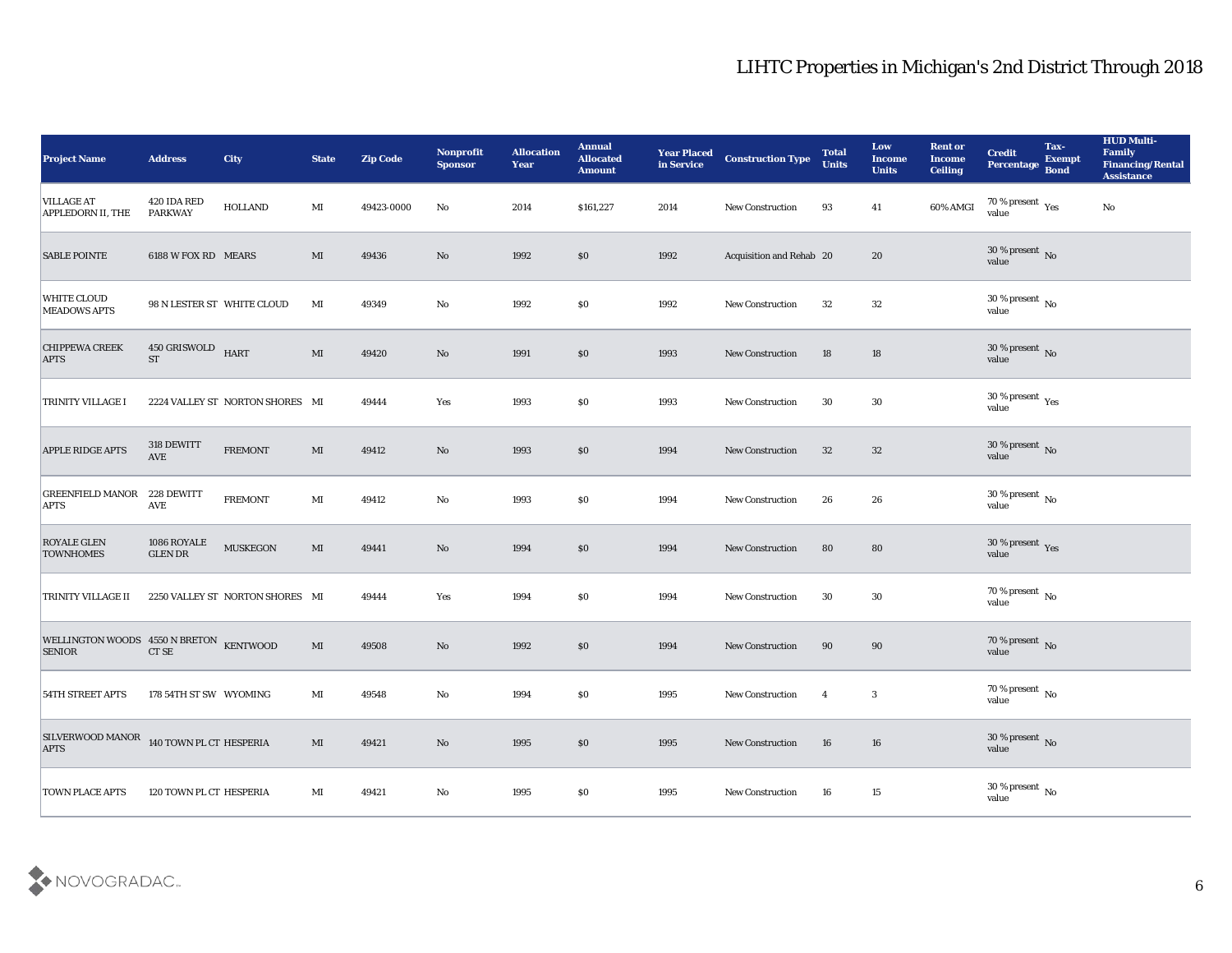# LIHTC Properties in Michigan's 2nd District Through 2018

| Project Name | Address | City | State | Zip Code | Nonprofit Sponsor | Allocation Year | Annual Allocated Amount | Year Placed in Service | Construction Type | Total Units | Low Income Units | Rent or Income Ceiling | Credit Percentage | Tax-Exempt Bond | HUD Multi-Family Financing/Rental Assistance |
|---|---|---|---|---|---|---|---|---|---|---|---|---|---|---|---|
| VILLAGE AT APPLEDORN II, THE | 420 IDA RED PARKWAY | HOLLAND | MI | 49423-0000 | No | 2014 | $161,227 | 2014 | New Construction | 93 | 41 | 60% AMGI | 70 % present value | Yes | No |
| SABLE POINTE | 6188 W FOX RD | MEARS | MI | 49436 | No | 1992 | $0 | 1992 | Acquisition and Rehab | 20 | 20 | | 30 % present value | No | |
| WHITE CLOUD MEADOWS APTS | 98 N LESTER ST | WHITE CLOUD | MI | 49349 | No | 1992 | $0 | 1992 | New Construction | 32 | 32 | | 30 % present value | No | |
| CHIPPEWA CREEK APTS | 450 GRISWOLD ST | HART | MI | 49420 | No | 1991 | $0 | 1993 | New Construction | 18 | 18 | | 30 % present value | No | |
| TRINITY VILLAGE I | 2224 VALLEY ST | NORTON SHORES | MI | 49444 | Yes | 1993 | $0 | 1993 | New Construction | 30 | 30 | | 30 % present value | Yes | |
| APPLE RIDGE APTS | 318 DEWITT AVE | FREMONT | MI | 49412 | No | 1993 | $0 | 1994 | New Construction | 32 | 32 | | 30 % present value | No | |
| GREENFIELD MANOR APTS | 228 DEWITT AVE | FREMONT | MI | 49412 | No | 1993 | $0 | 1994 | New Construction | 26 | 26 | | 30 % present value | No | |
| ROYALE GLEN TOWNHOMES | 1086 ROYALE GLEN DR | MUSKEGON | MI | 49441 | No | 1994 | $0 | 1994 | New Construction | 80 | 80 | | 30 % present value | Yes | |
| TRINITY VILLAGE II | 2250 VALLEY ST | NORTON SHORES | MI | 49444 | Yes | 1994 | $0 | 1994 | New Construction | 30 | 30 | | 70 % present value | No | |
| WELLINGTON WOODS SENIOR | 4550 N BRETON CT SE | KENTWOOD | MI | 49508 | No | 1992 | $0 | 1994 | New Construction | 90 | 90 | | 70 % present value | No | |
| 54TH STREET APTS | 178 54TH ST SW | WYOMING | MI | 49548 | No | 1994 | $0 | 1995 | New Construction | 4 | 3 | | 70 % present value | No | |
| SILVERWOOD MANOR APTS | 140 TOWN PL CT | HESPERIA | MI | 49421 | No | 1995 | $0 | 1995 | New Construction | 16 | 16 | | 30 % present value | No | |
| TOWN PLACE APTS | 120 TOWN PL CT | HESPERIA | MI | 49421 | No | 1995 | $0 | 1995 | New Construction | 16 | 15 | | 30 % present value | No | |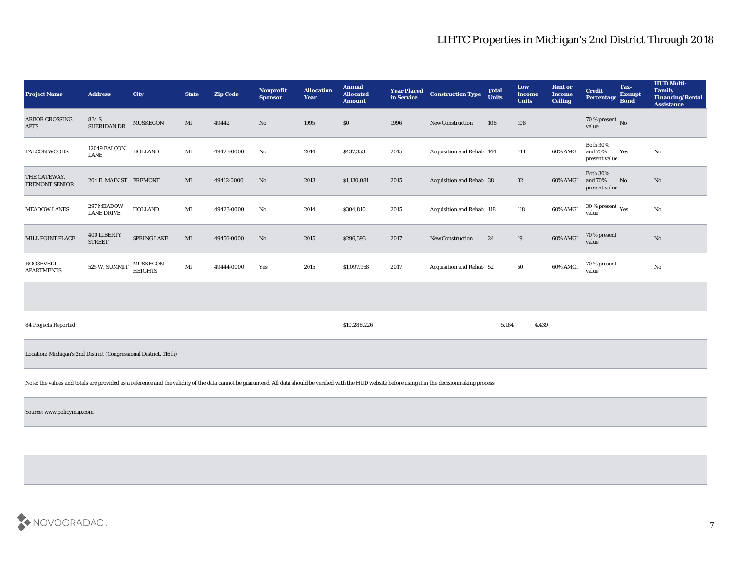| Project Name | Address | City | State | Zip Code | Nonprofit Sponsor | Allocation Year | Annual Allocated Amount | Year Placed in Service | Construction Type | Total Units | Low Income Units | Rent or Income Ceiling | Credit Percentage | Tax-Exempt Bond | HUD Multi-Family Financing/Rental Assistance |
|---|---|---|---|---|---|---|---|---|---|---|---|---|---|---|---|
| ARBOR CROSSING APTS | 834 S SHERIDAN DR | MUSKEGON | MI | 49442 | No | 1995 | $0 | 1996 | New Construction | 108 | 108 | | 70 % present value | No | |
| FALCON WOODS | 12049 FALCON LANE | HOLLAND | MI | 49423-0000 | No | 2014 | $437,353 | 2015 | Acquisition and Rehab | 144 | 144 | 60% AMGI | Both 30% and 70% present value | Yes | No |
| THE GATEWAY, FREMONT SENIOR | 204 E. MAIN ST. | FREMONT | MI | 49412-0000 | No | 2013 | $1,130,081 | 2015 | Acquisition and Rehab | 38 | 32 | 60% AMGI | Both 30% and 70% present value | No | No |
| MEADOW LANES | 297 MEADOW LANE DRIVE | HOLLAND | MI | 49423-0000 | No | 2014 | $304,810 | 2015 | Acquisition and Rehab | 118 | 118 | 60% AMGI | 30 % present value | Yes | No |
| MILL POINT PLACE | 400 LIBERTY STREET | SPRING LAKE | MI | 49456-0000 | No | 2015 | $296,393 | 2017 | New Construction | 24 | 19 | 60% AMGI | 70 % present value | | No |
| ROOSEVELT APARTMENTS | 525 W. SUMMIT | MUSKEGON HEIGHTS | MI | 49444-0000 | Yes | 2015 | $1,097,958 | 2017 | Acquisition and Rehab | 52 | 50 | 60% AMGI | 70 % present value | | No |
| | | | | | | | | | | | | | | | |
| 84 Projects Reported | | | | | | | $10,288,226 | | | 5,164 | 4,439 | | | | |

Location: Michigan's 2nd District (Congressional District, 116th)

Note: the values and totals are provided as a reference and the validity of the data cannot be guaranteed. All data should be verified with the HUD website before using it in the decisionmaking process

Source: www.policymap.com